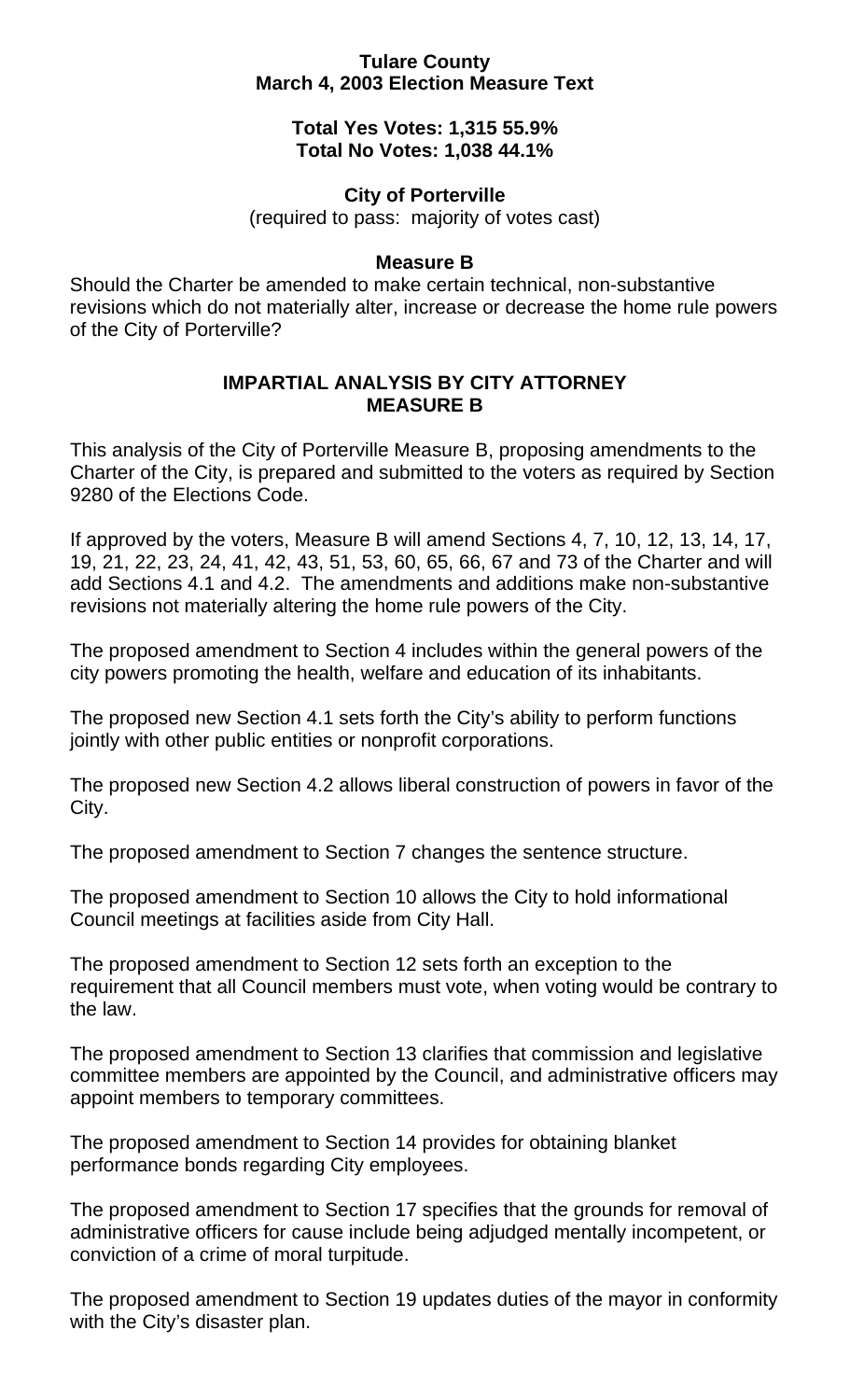**Tulare County**
**March 4, 2003 Election Measure Text**

**Total Yes Votes: 1,315 55.9%**
**Total No Votes: 1,038 44.1%**

**City of Porterville**
(required to pass: majority of votes cast)

**Measure B**

Should the Charter be amended to make certain technical, non-substantive revisions which do not materially alter, increase or decrease the home rule powers of the City of Porterville?

## IMPARTIAL ANALYSIS BY CITY ATTORNEY MEASURE B

This analysis of the City of Porterville Measure B, proposing amendments to the Charter of the City, is prepared and submitted to the voters as required by Section 9280 of the Elections Code.

If approved by the voters, Measure B will amend Sections 4, 7, 10, 12, 13, 14, 17, 19, 21, 22, 23, 24, 41, 42, 43, 51, 53, 60, 65, 66, 67 and 73 of the Charter and will add Sections 4.1 and 4.2. The amendments and additions make non-substantive revisions not materially altering the home rule powers of the City.

The proposed amendment to Section 4 includes within the general powers of the city powers promoting the health, welfare and education of its inhabitants.

The proposed new Section 4.1 sets forth the City's ability to perform functions jointly with other public entities or nonprofit corporations.

The proposed new Section 4.2 allows liberal construction of powers in favor of the City.

The proposed amendment to Section 7 changes the sentence structure.

The proposed amendment to Section 10 allows the City to hold informational Council meetings at facilities aside from City Hall.

The proposed amendment to Section 12 sets forth an exception to the requirement that all Council members must vote, when voting would be contrary to the law.

The proposed amendment to Section 13 clarifies that commission and legislative committee members are appointed by the Council, and administrative officers may appoint members to temporary committees.

The proposed amendment to Section 14 provides for obtaining blanket performance bonds regarding City employees.

The proposed amendment to Section 17 specifies that the grounds for removal of administrative officers for cause include being adjudged mentally incompetent, or conviction of a crime of moral turpitude.

The proposed amendment to Section 19 updates duties of the mayor in conformity with the City's disaster plan.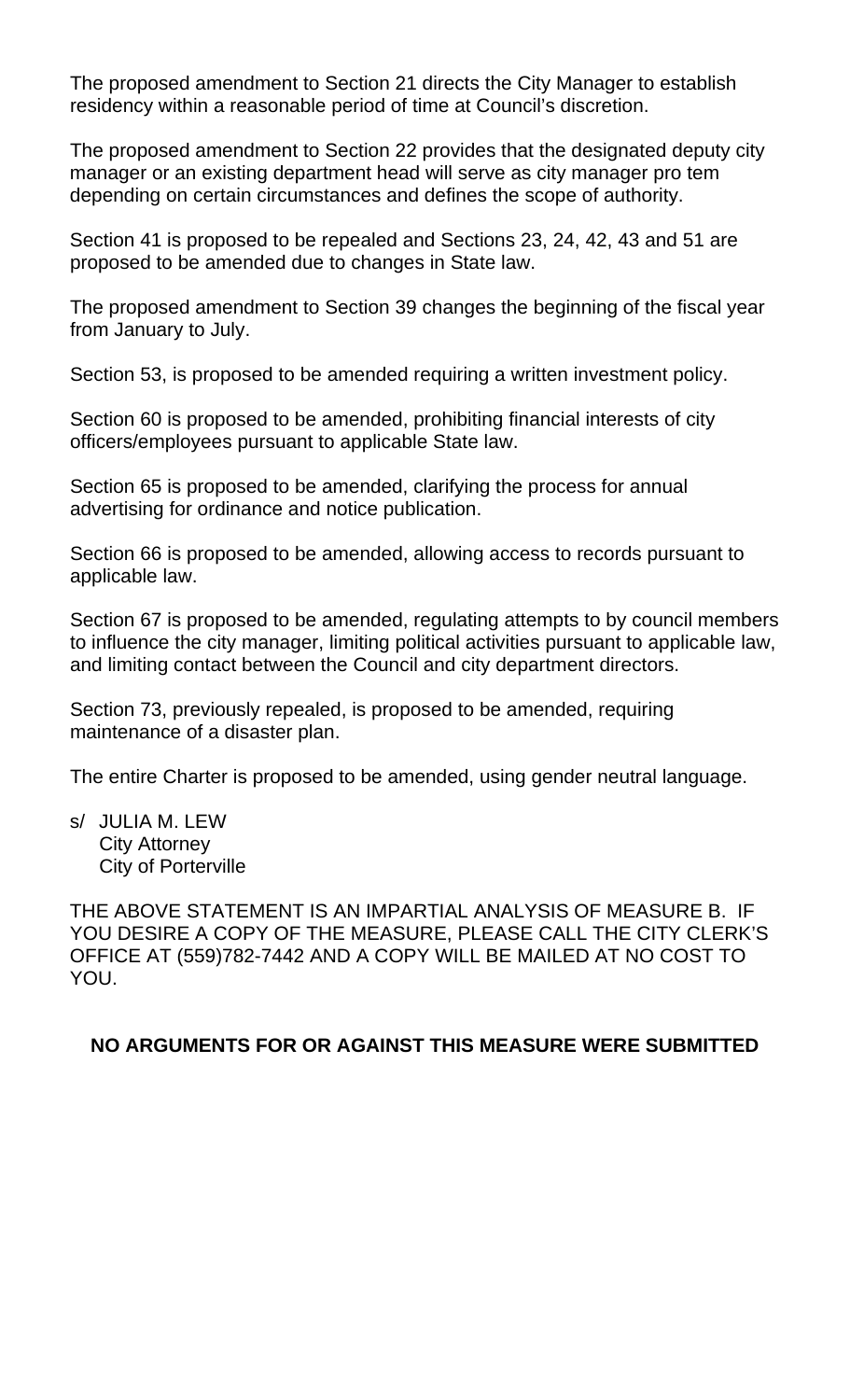The proposed amendment to Section 21 directs the City Manager to establish residency within a reasonable period of time at Council's discretion.

The proposed amendment to Section 22 provides that the designated deputy city manager or an existing department head will serve as city manager pro tem depending on certain circumstances and defines the scope of authority.

Section 41 is proposed to be repealed and Sections 23, 24, 42, 43 and 51 are proposed to be amended due to changes in State law.

The proposed amendment to Section 39 changes the beginning of the fiscal year from January to July.

Section 53, is proposed to be amended requiring a written investment policy.

Section 60 is proposed to be amended, prohibiting financial interests of city officers/employees pursuant to applicable State law.

Section 65 is proposed to be amended, clarifying the process for annual advertising for ordinance and notice publication.

Section 66 is proposed to be amended, allowing access to records pursuant to applicable law.

Section 67 is proposed to be amended, regulating attempts to by council members to influence the city manager, limiting political activities pursuant to applicable law, and limiting contact between the Council and city department directors.

Section 73, previously repealed, is proposed to be amended, requiring maintenance of a disaster plan.

The entire Charter is proposed to be amended, using gender neutral language.

s/ JULIA M. LEW
City Attorney
City of Porterville

THE ABOVE STATEMENT IS AN IMPARTIAL ANALYSIS OF MEASURE B. IF YOU DESIRE A COPY OF THE MEASURE, PLEASE CALL THE CITY CLERK'S OFFICE AT (559)782-7442 AND A COPY WILL BE MAILED AT NO COST TO YOU.

**NO ARGUMENTS FOR OR AGAINST THIS MEASURE WERE SUBMITTED**